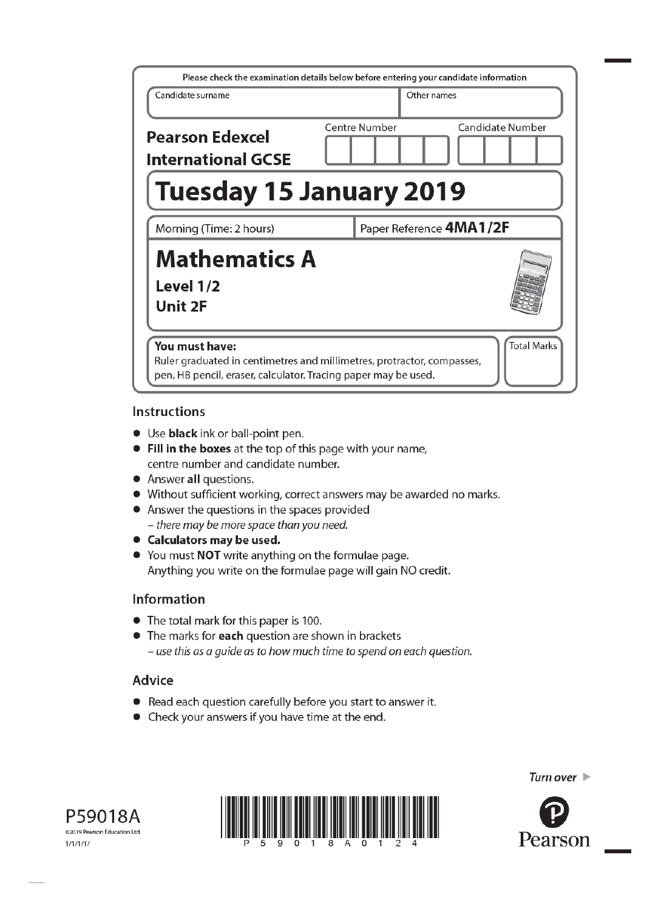Please check the examination details below before entering your candidate information

| Candidate surname | Other names |
| --- | --- |
| | |

**Pearson Edexcel International GCSE**

Centre Number | Candidate Number

# Tuesday 15 January 2019

Morning (Time: 2 hours) | Paper Reference **4MA1/2F**

# Mathematics A

## Level 1/2
## Unit 2F

**You must have:**
Ruler graduated in centimetres and millimetres, protractor, compasses, pen, HB pencil, eraser, calculator. Tracing paper may be used.

Total Marks

## Instructions

- Use **black** ink or ball-point pen.
- **Fill in the boxes** at the top of this page with your name, centre number and candidate number.
- Answer **all** questions.
- Without sufficient working, correct answers may be awarded no marks.
- Answer the questions in the spaces provided
  – *there may be more space than you need.*
- **Calculators may be used.**
- You must **NOT** write anything on the formulae page.
  Anything you write on the formulae page will gain NO credit.

## Information

- The total mark for this paper is 100.
- The marks for **each** question are shown in brackets
  – *use this as a guide as to how much time to spend on each question.*

## Advice

- Read each question carefully before you start to answer it.
- Check your answers if you have time at the end.

*Turn over*

P59018A
©2019 Pearson Education Ltd.
1/1/1/1/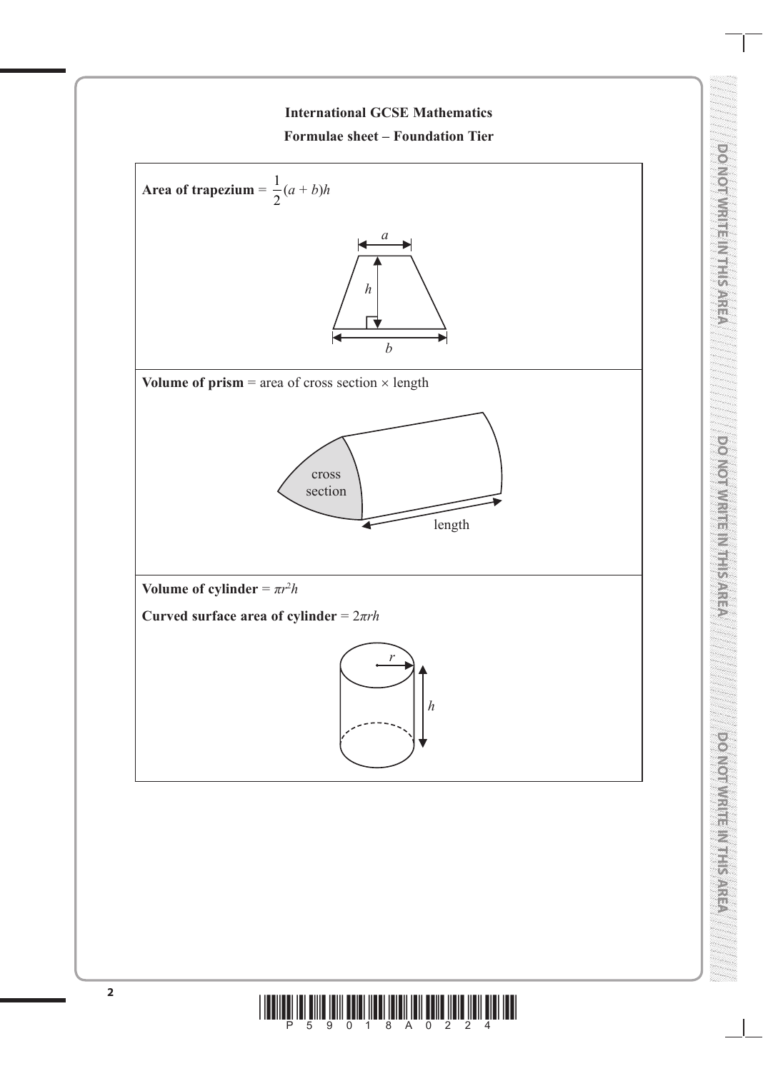## International GCSE Mathematics

### Formulae sheet – Foundation Tier

**Area of trapezium** = $\frac{1}{2}(a + b)h$

**Volume of prism** = area of cross section × length

**Volume of cylinder** = $\pi r^2 h$

**Curved surface area of cylinder** = $2\pi rh$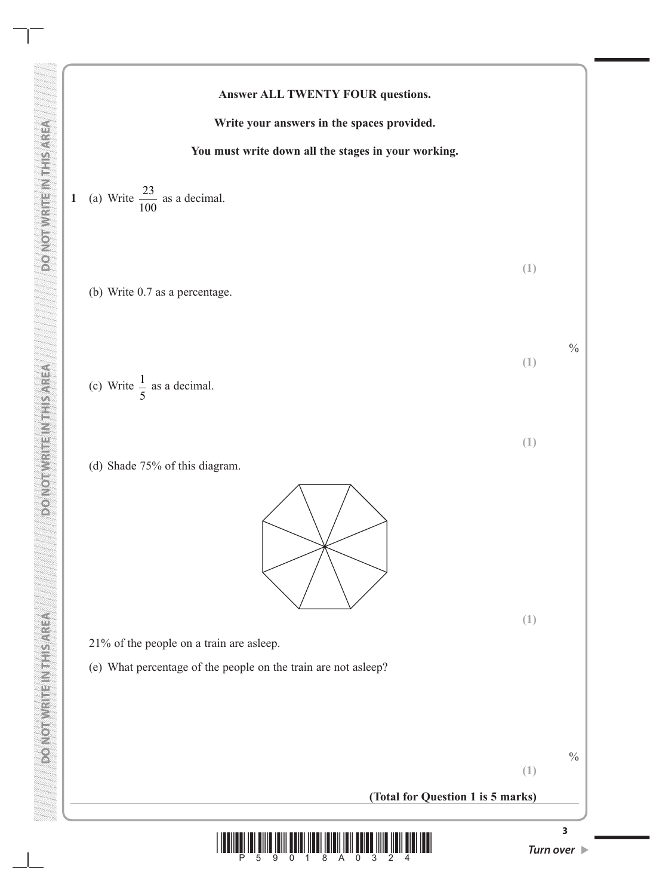**Answer ALL TWENTY FOUR questions.**

**Write your answers in the spaces provided.**

**You must write down all the stages in your working.**

**1** (a) Write $\frac{23}{100}$ as a decimal.

**(1)**

(b) Write 0.7 as a percentage.

%

**(1)**

(c) Write $\frac{1}{5}$ as a decimal.

**(1)**

(d) Shade 75% of this diagram.

**(1)**

21% of the people on a train are asleep.

(e) What percentage of the people on the train are not asleep?

%

**(1)**

**(Total for Question 1 is 5 marks)**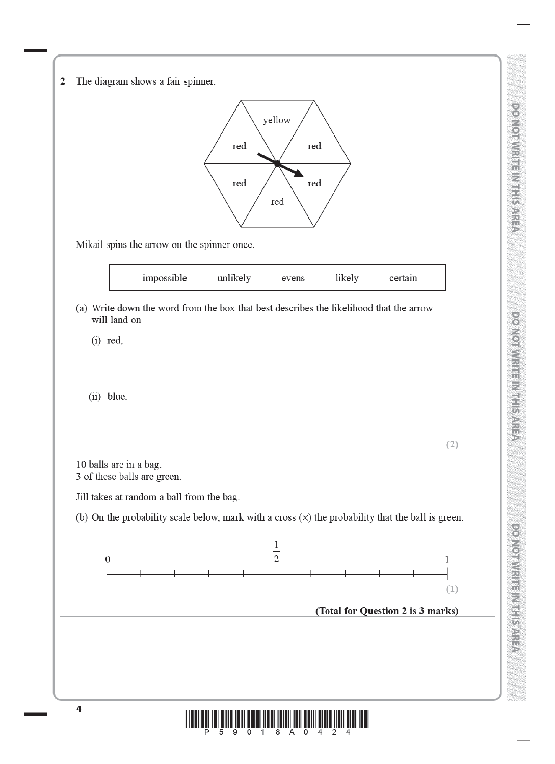**2** The diagram shows a fair spinner.

yellow

red red

red red

red

Mikail spins the arrow on the spinner once.

| impossible | unlikely | evens | likely | certain |
|---|---|---|---|---|

(a) Write down the word from the box that best describes the likelihood that the arrow will land on

(i) red,

(ii) blue.

**(2)**

10 balls are in a bag.
3 of these balls are green.

Jill takes at random a ball from the bag.

(b) On the probability scale below, mark with a cross (×) the probability that the ball is green.

0 $\frac{1}{2}$ 1

**(1)**

**(Total for Question 2 is 3 marks)**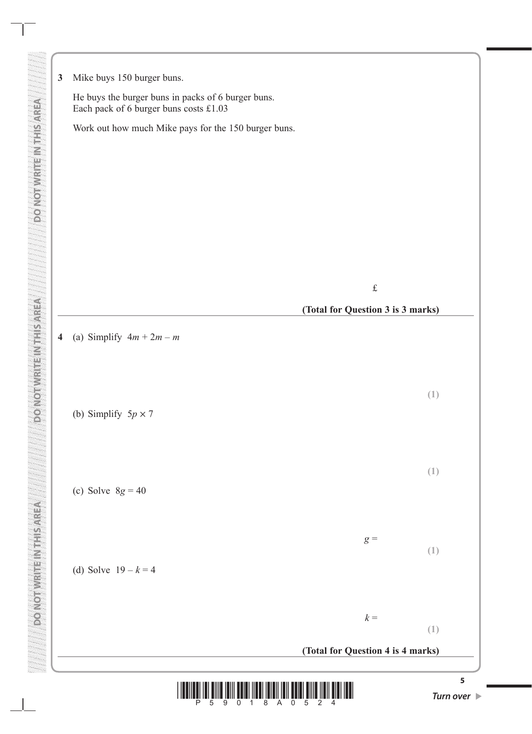**3** Mike buys 150 burger buns.

He buys the burger buns in packs of 6 burger buns.
Each pack of 6 burger buns costs £1.03

Work out how much Mike pays for the 150 burger buns.

£ ..............................

**(Total for Question 3 is 3 marks)**

---

**4** (a) Simplify $4m + 2m - m$

..............................
**(1)**

(b) Simplify $5p \times 7$

..............................
**(1)**

(c) Solve $8g = 40$

$g =$ ..............................
**(1)**

(d) Solve $19 - k = 4$

$k =$ ..............................
**(1)**

**(Total for Question 4 is 4 marks)**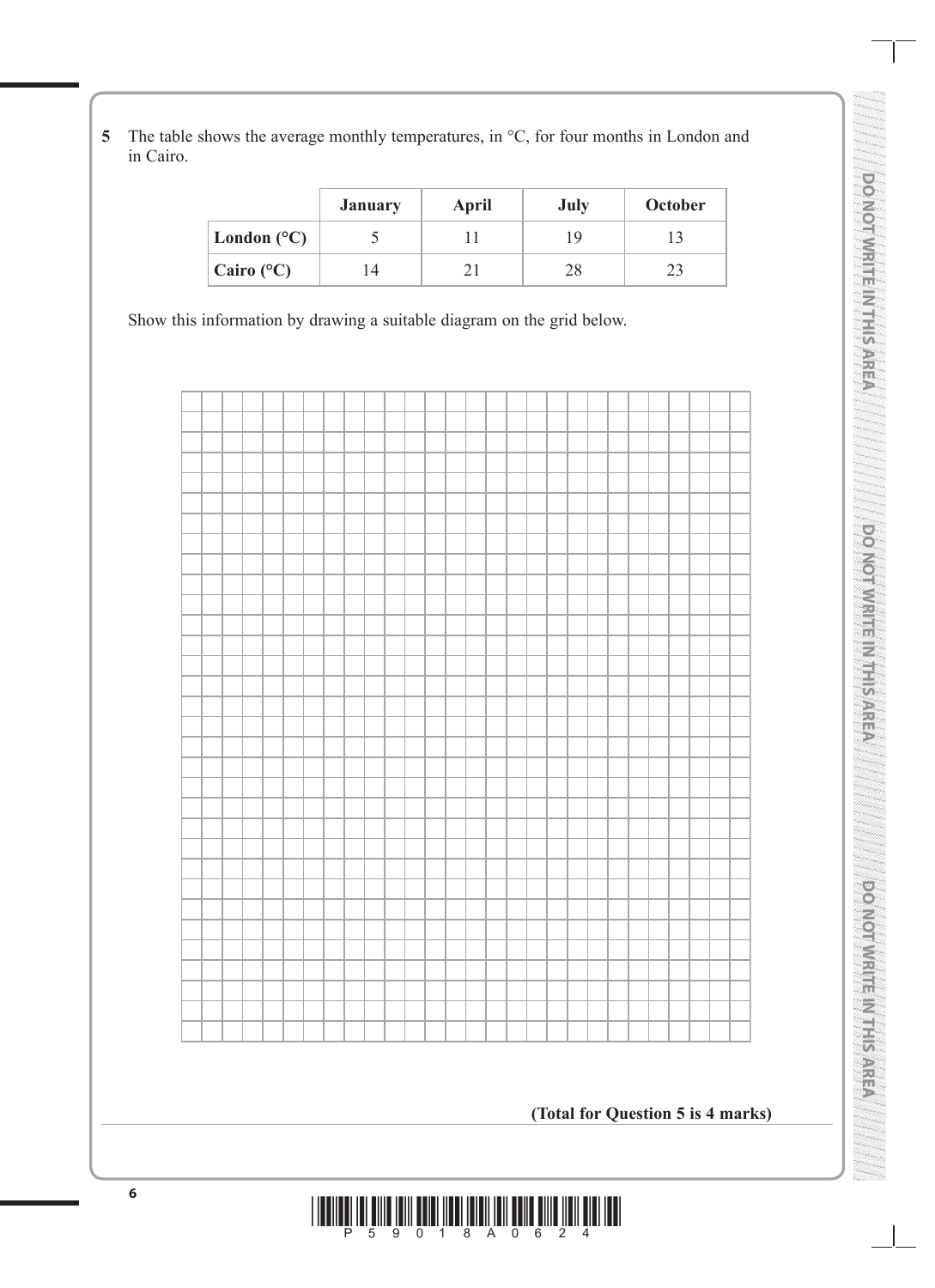**5** The table shows the average monthly temperatures, in °C, for four months in London and in Cairo.

| | **January** | **April** | **July** | **October** |
|---|---|---|---|---|
| **London (°C)** | 5 | 11 | 19 | 13 |
| **Cairo (°C)** | 14 | 21 | 28 | 23 |

Show this information by drawing a suitable diagram on the grid below.

**(Total for Question 5 is 4 marks)**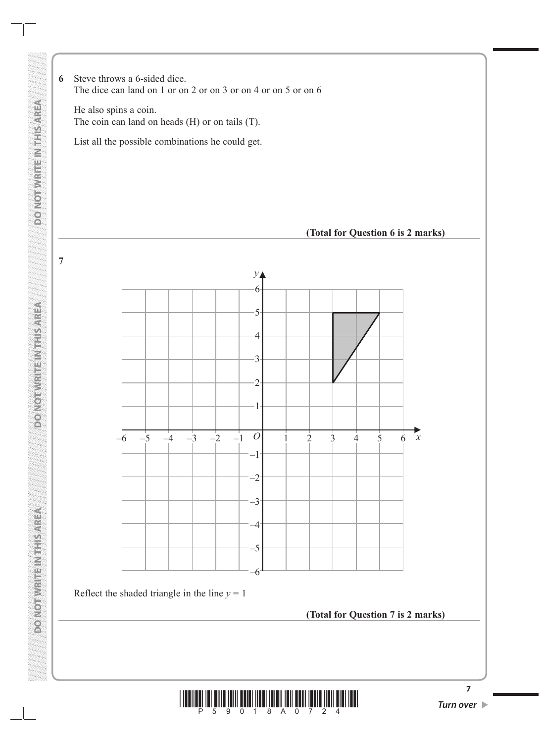**6** Steve throws a 6-sided dice.
The dice can land on 1 or on 2 or on 3 or on 4 or on 5 or on 6

He also spins a coin.
The coin can land on heads (H) or on tails (T).

List all the possible combinations he could get.

**(Total for Question 6 is 2 marks)**

---

**7**

Reflect the shaded triangle in the line $y = 1$

**(Total for Question 7 is 2 marks)**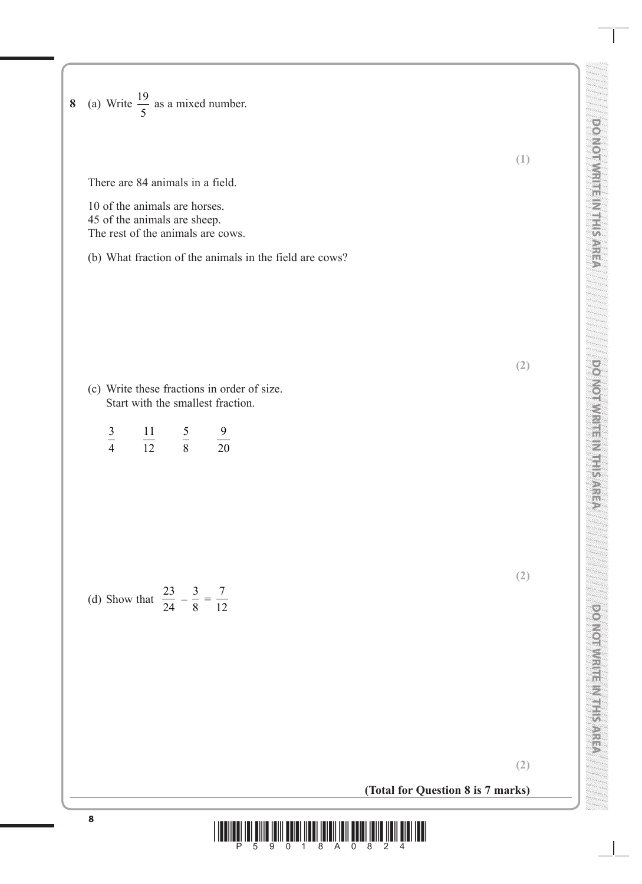**8** (a) Write $\frac{19}{5}$ as a mixed number.

**(1)**

There are 84 animals in a field.

10 of the animals are horses.
45 of the animals are sheep.
The rest of the animals are cows.

(b) What fraction of the animals in the field are cows?

**(2)**

(c) Write these fractions in order of size.
Start with the smallest fraction.

$$\frac{3}{4} \qquad \frac{11}{12} \qquad \frac{5}{8} \qquad \frac{9}{20}$$

**(2)**

(d) Show that $\frac{23}{24} - \frac{3}{8} = \frac{7}{12}$

**(2)**

**(Total for Question 8 is 7 marks)**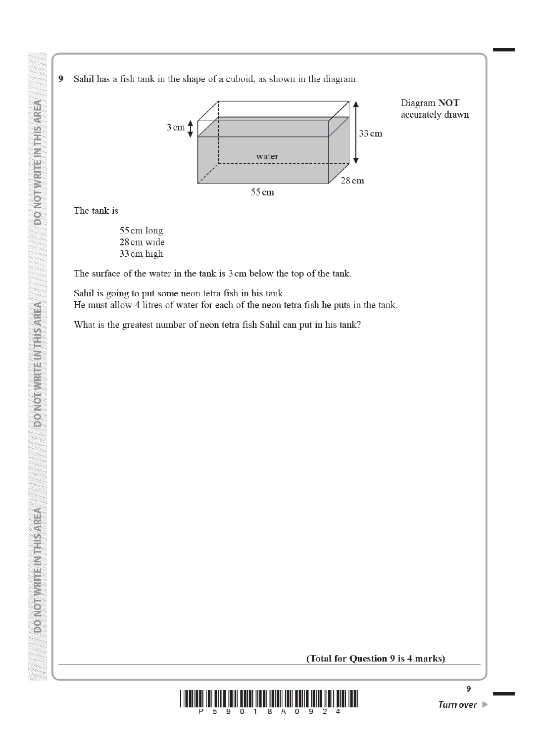**9** Sahil has a fish tank in the shape of a cuboid, as shown in the diagram.

Diagram **NOT** accurately drawn

3 cm

33 cm

water

28 cm

55 cm

The tank is

55 cm long
28 cm wide
33 cm high

The surface of the water in the tank is 3 cm below the top of the tank.

Sahil is going to put some neon tetra fish in his tank.
He must allow 4 litres of water for each of the neon tetra fish he puts in the tank.

What is the greatest number of neon tetra fish Sahil can put in his tank?

**(Total for Question 9 is 4 marks)**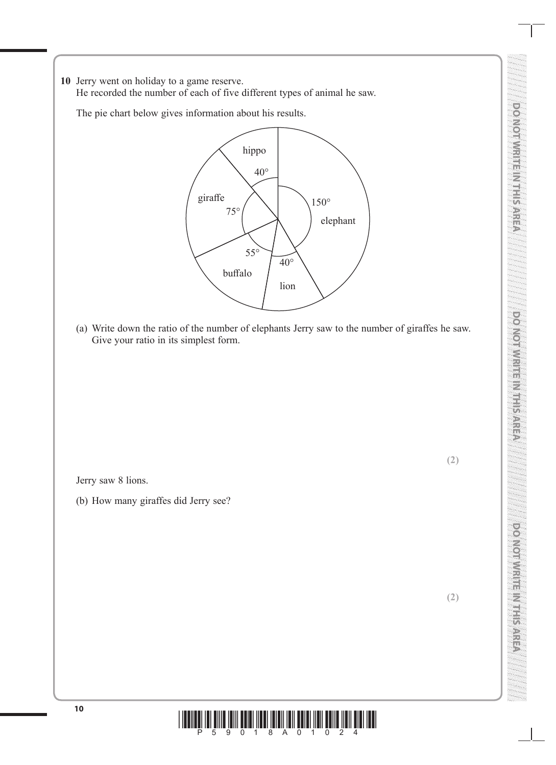**10** Jerry went on holiday to a game reserve.
He recorded the number of each of five different types of animal he saw.

The pie chart below gives information about his results.

hippo 40°, elephant 150°, lion 40°, buffalo 55°, giraffe 75°

(a) Write down the ratio of the number of elephants Jerry saw to the number of giraffes he saw.
Give your ratio in its simplest form.

**(2)**

Jerry saw 8 lions.

(b) How many giraffes did Jerry see?

**(2)**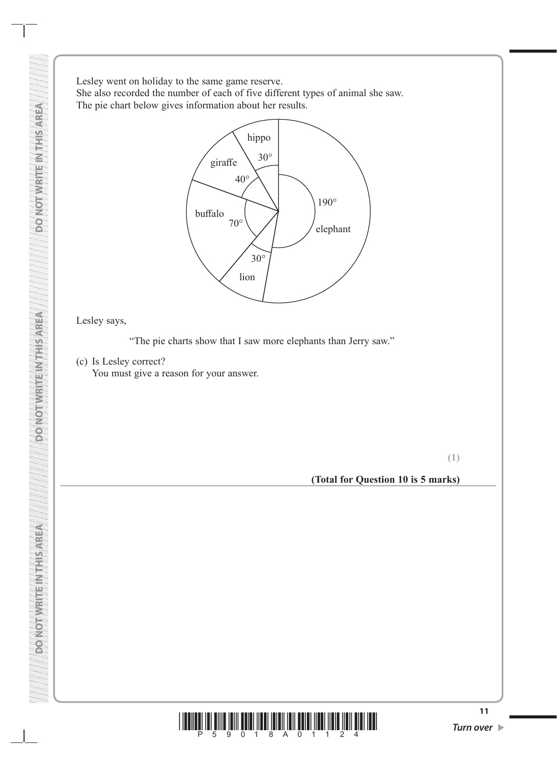Lesley went on holiday to the same game reserve.
She also recorded the number of each of five different types of animal she saw.
The pie chart below gives information about her results.

| Animal | Angle |
|---|---|
| elephant | 190° |
| lion | 30° |
| buffalo | 70° |
| giraffe | 40° |
| hippo | 30° |

Lesley says,

"The pie charts show that I saw more elephants than Jerry saw."

(c) Is Lesley correct?
You must give a reason for your answer.

**(1)**

**(Total for Question 10 is 5 marks)**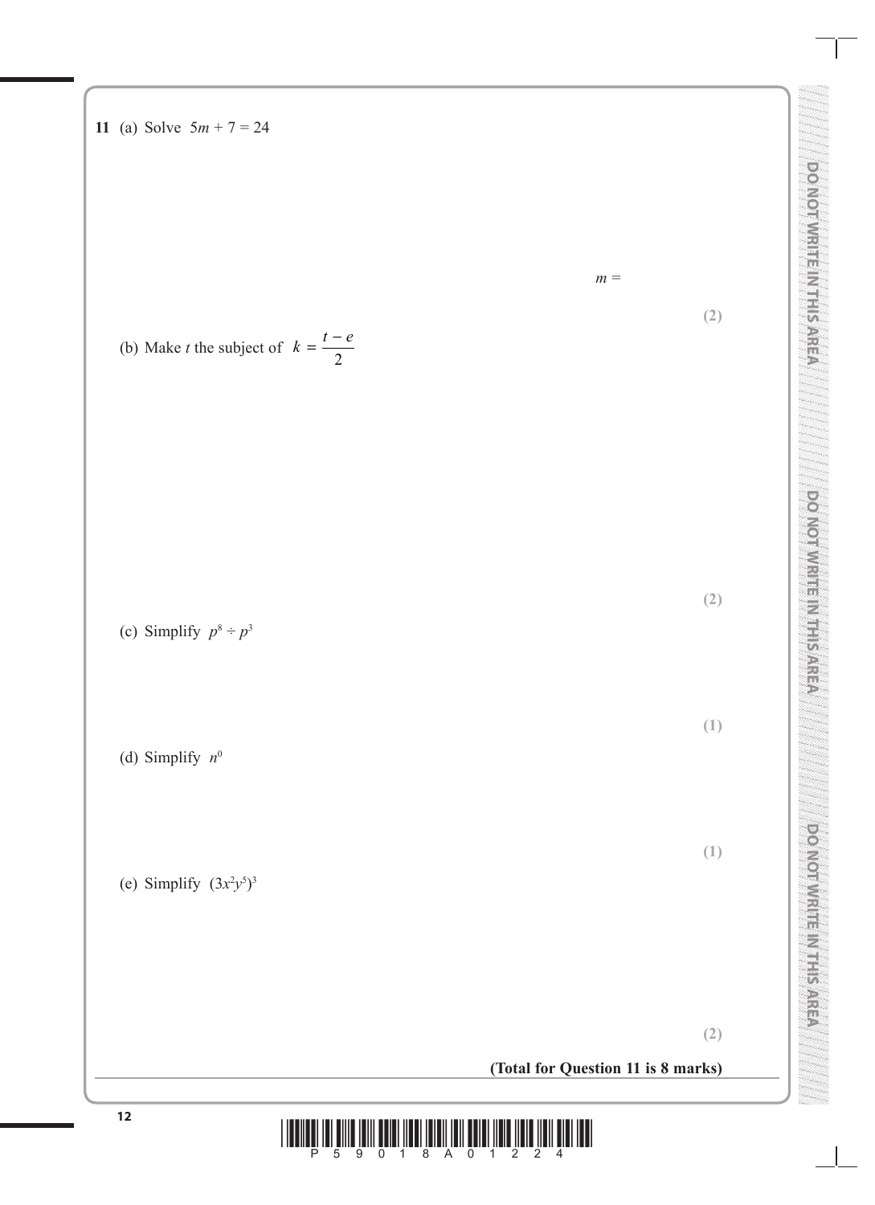**11** (a) Solve $5m + 7 = 24$

$m =$ ..............................

**(2)**

(b) Make $t$ the subject of $k = \dfrac{t - e}{2}$

..............................

**(2)**

(c) Simplify $p^8 \div p^3$

..............................

**(1)**

(d) Simplify $n^0$

..............................

**(1)**

(e) Simplify $(3x^2y^5)^3$

..............................

**(2)**

**(Total for Question 11 is 8 marks)**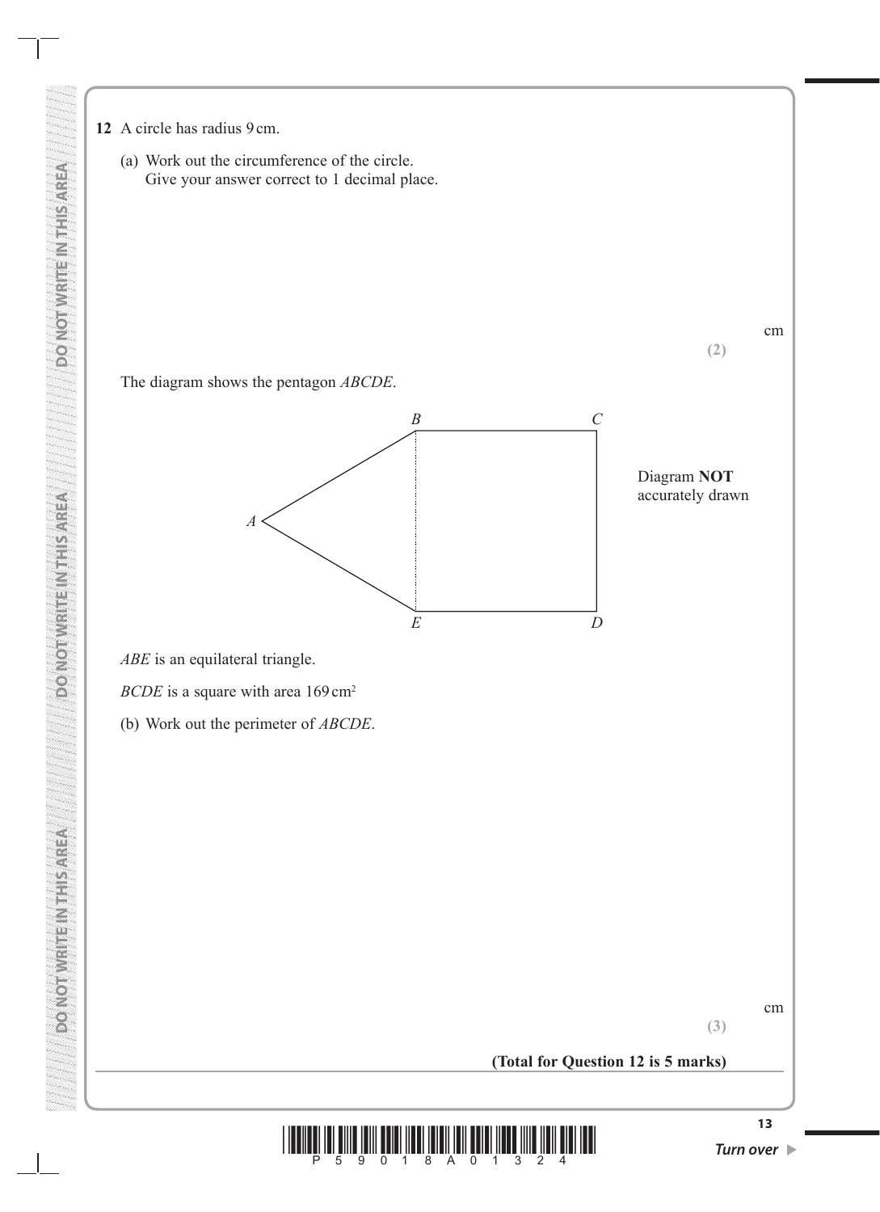**12** A circle has radius 9 cm.

(a) Work out the circumference of the circle.
Give your answer correct to 1 decimal place.

.......................................................... cm

**(2)**

The diagram shows the pentagon *ABCDE*.

Diagram **NOT** accurately drawn

*ABE* is an equilateral triangle.

*BCDE* is a square with area 169 cm$^2$

(b) Work out the perimeter of *ABCDE*.

.......................................................... cm

**(3)**

**(Total for Question 12 is 5 marks)**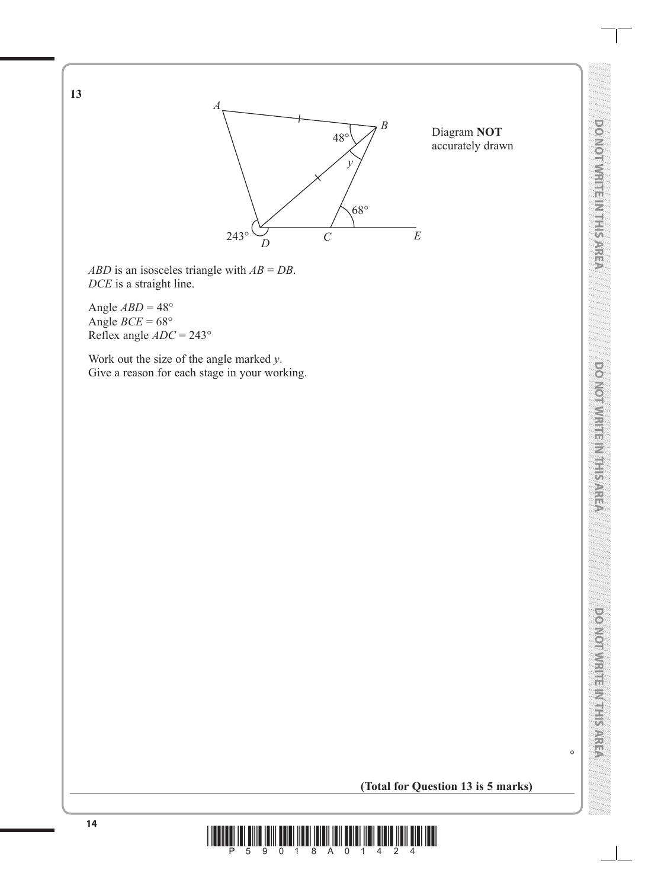**13**

Diagram **NOT** accurately drawn

*ABD* is an isosceles triangle with *AB* = *DB*.
*DCE* is a straight line.

Angle *ABD* = 48°
Angle *BCE* = 68°
Reflex angle *ADC* = 243°

Work out the size of the angle marked *y*.
Give a reason for each stage in your working.

°

**(Total for Question 13 is 5 marks)**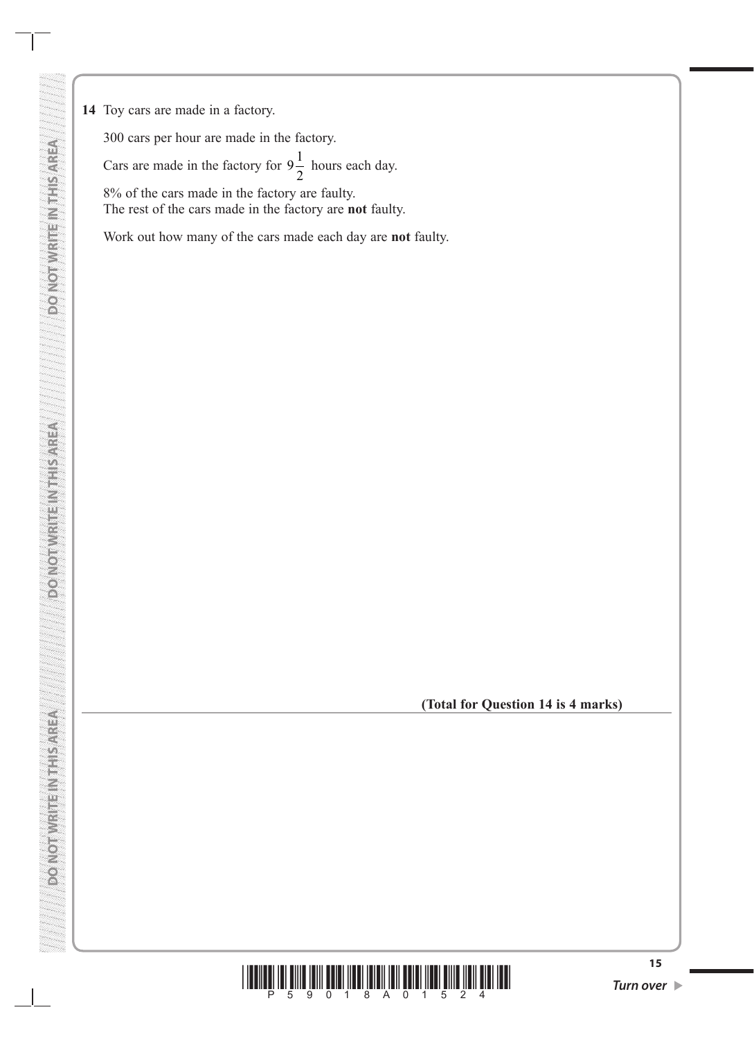**14** Toy cars are made in a factory.

300 cars per hour are made in the factory.

Cars are made in the factory for $9\frac{1}{2}$ hours each day.

8% of the cars made in the factory are faulty.
The rest of the cars made in the factory are **not** faulty.

Work out how many of the cars made each day are **not** faulty.

**(Total for Question 14 is 4 marks)**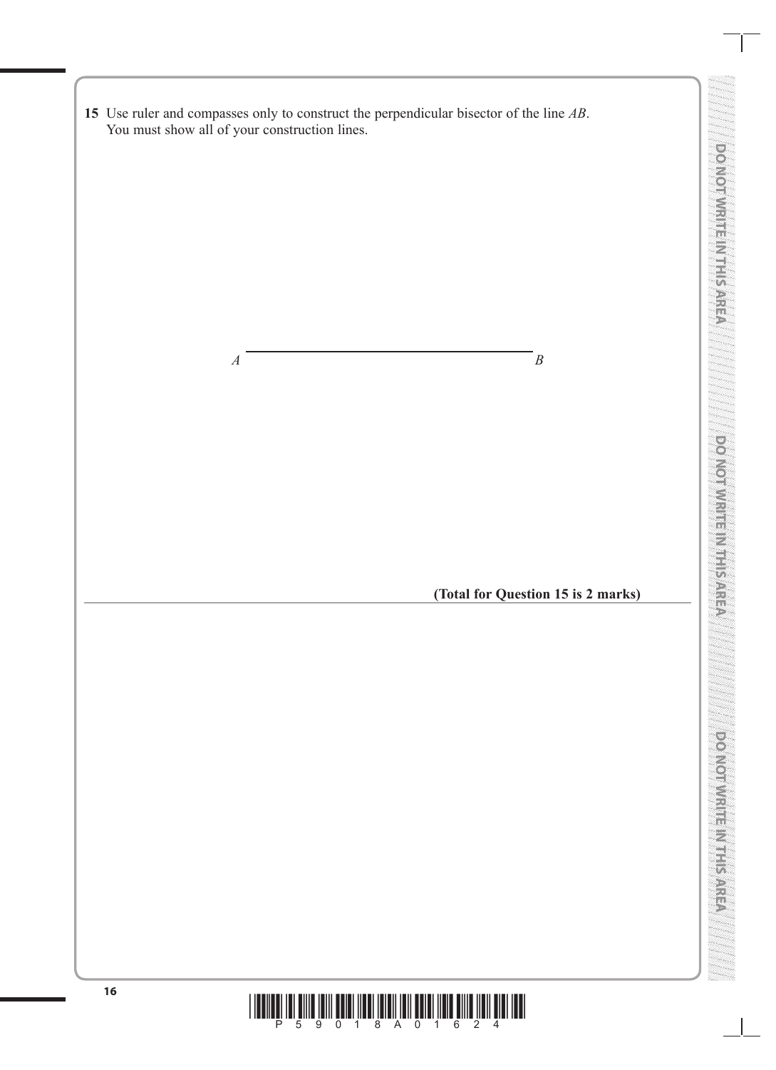**15** Use ruler and compasses only to construct the perpendicular bisector of the line $AB$.
You must show all of your construction lines.

$A$ ———————————————— $B$

**(Total for Question 15 is 2 marks)**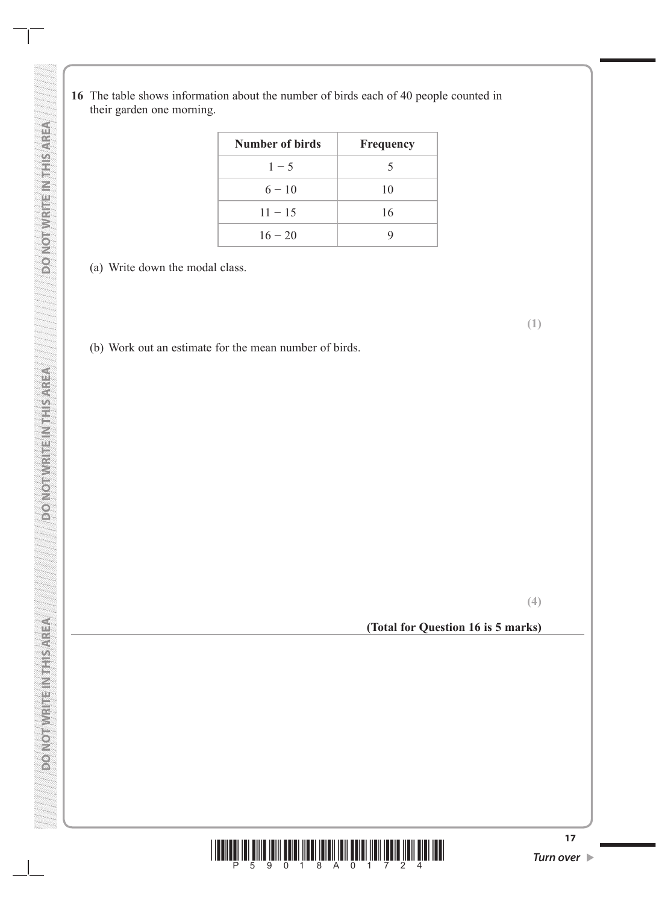**16** The table shows information about the number of birds each of 40 people counted in their garden one morning.

| Number of birds | Frequency |
|---|---|
| 1 − 5 | 5 |
| 6 − 10 | 10 |
| 11 − 15 | 16 |
| 16 − 20 | 9 |

(a) Write down the modal class.

**(1)**

(b) Work out an estimate for the mean number of birds.

**(4)**

**(Total for Question 16 is 5 marks)**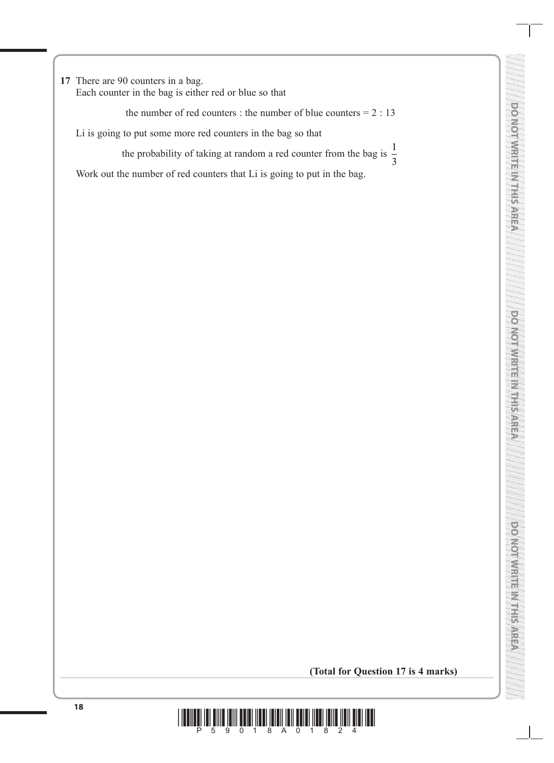**17** There are 90 counters in a bag.
Each counter in the bag is either red or blue so that

the number of red counters : the number of blue counters = 2 : 13

Li is going to put some more red counters in the bag so that

the probability of taking at random a red counter from the bag is $\frac{1}{3}$

Work out the number of red counters that Li is going to put in the bag.

**(Total for Question 17 is 4 marks)**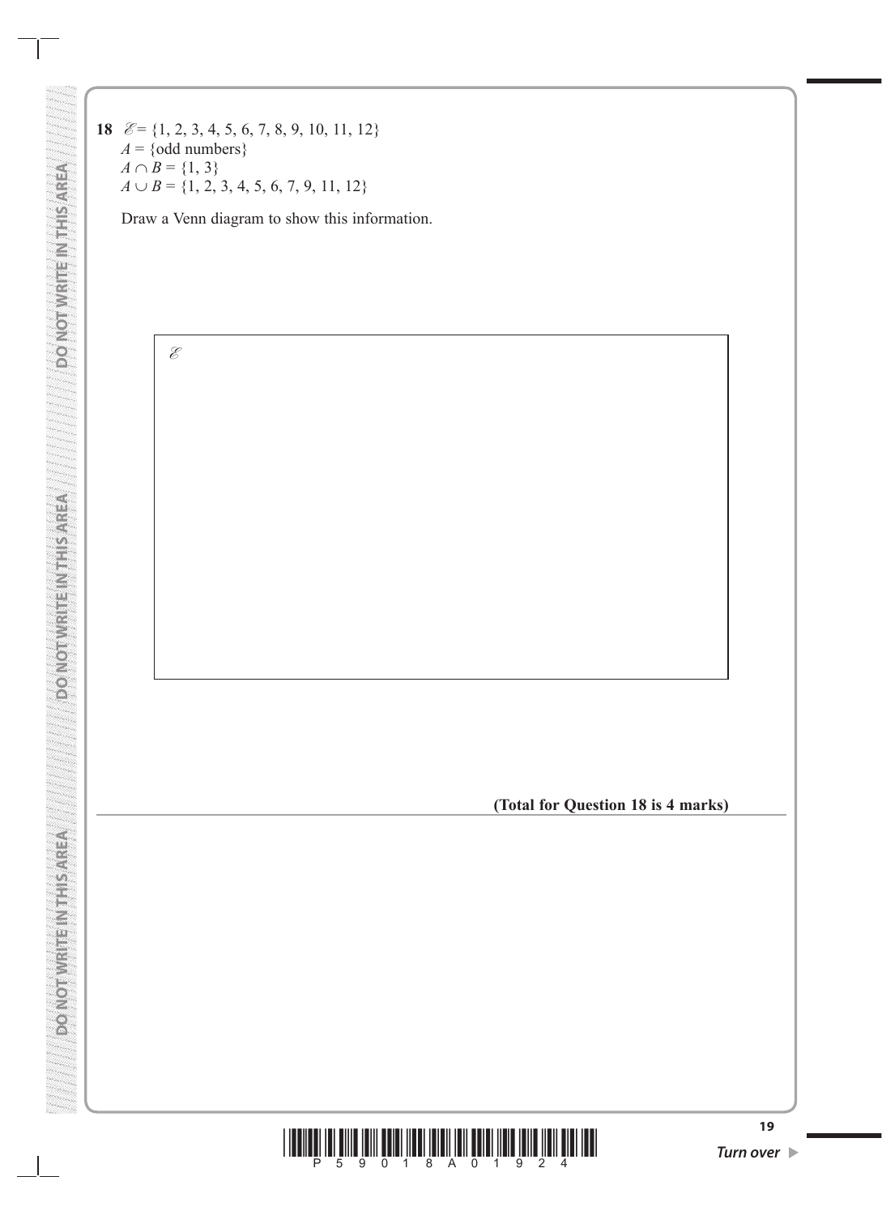**18** $\mathscr{E} = \{1, 2, 3, 4, 5, 6, 7, 8, 9, 10, 11, 12\}$
$A = \{\text{odd numbers}\}$
$A \cap B = \{1, 3\}$
$A \cup B = \{1, 2, 3, 4, 5, 6, 7, 9, 11, 12\}$

Draw a Venn diagram to show this information.

$\mathscr{E}$

**(Total for Question 18 is 4 marks)**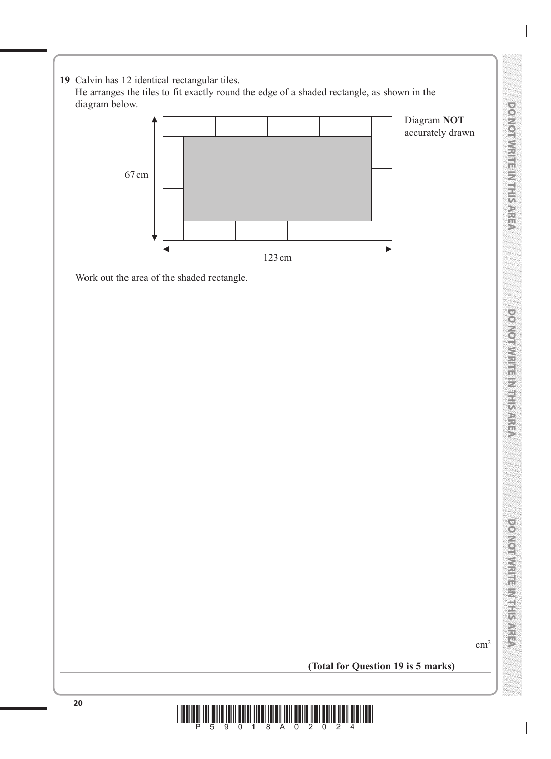**19** Calvin has 12 identical rectangular tiles.
He arranges the tiles to fit exactly round the edge of a shaded rectangle, as shown in the diagram below.

Diagram **NOT** accurately drawn

67 cm

123 cm

Work out the area of the shaded rectangle.

cm$^2$

**(Total for Question 19 is 5 marks)**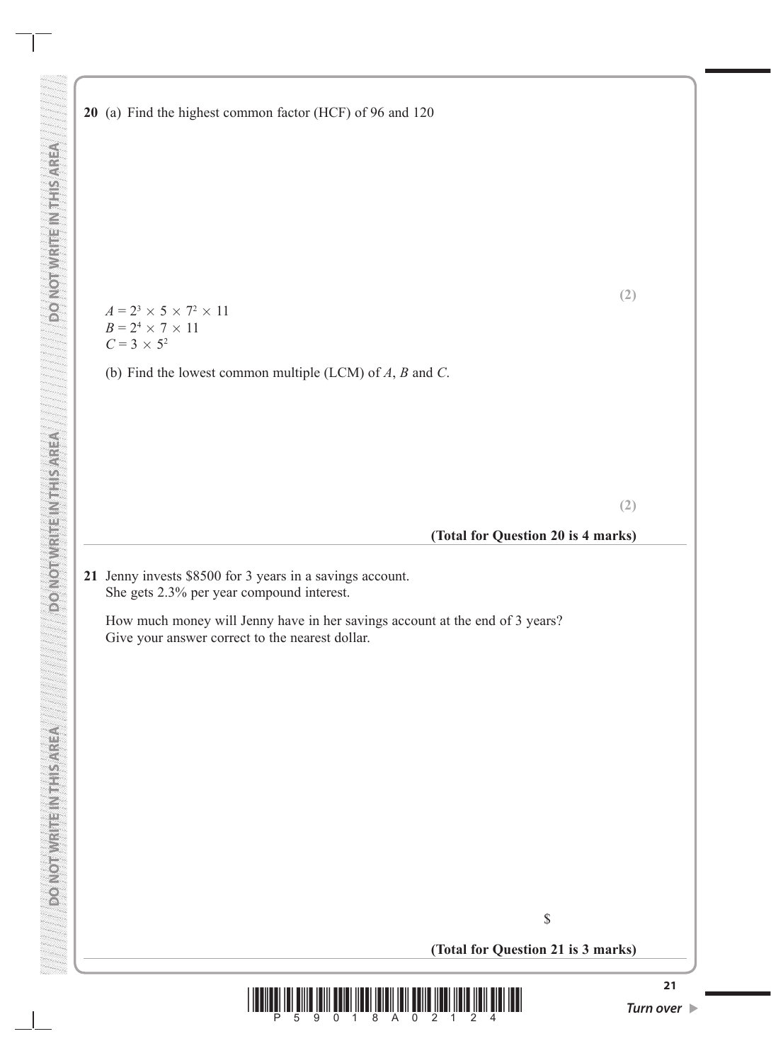**20** (a) Find the highest common factor (HCF) of 96 and 120

**(2)**

$A = 2^3 \times 5 \times 7^2 \times 11$
$B = 2^4 \times 7 \times 11$
$C = 3 \times 5^2$

(b) Find the lowest common multiple (LCM) of $A$, $B$ and $C$.

**(2)**

**(Total for Question 20 is 4 marks)**

---

**21** Jenny invests \$8500 for 3 years in a savings account.
She gets 2.3% per year compound interest.

How much money will Jenny have in her savings account at the end of 3 years?
Give your answer correct to the nearest dollar.

\$

**(Total for Question 21 is 3 marks)**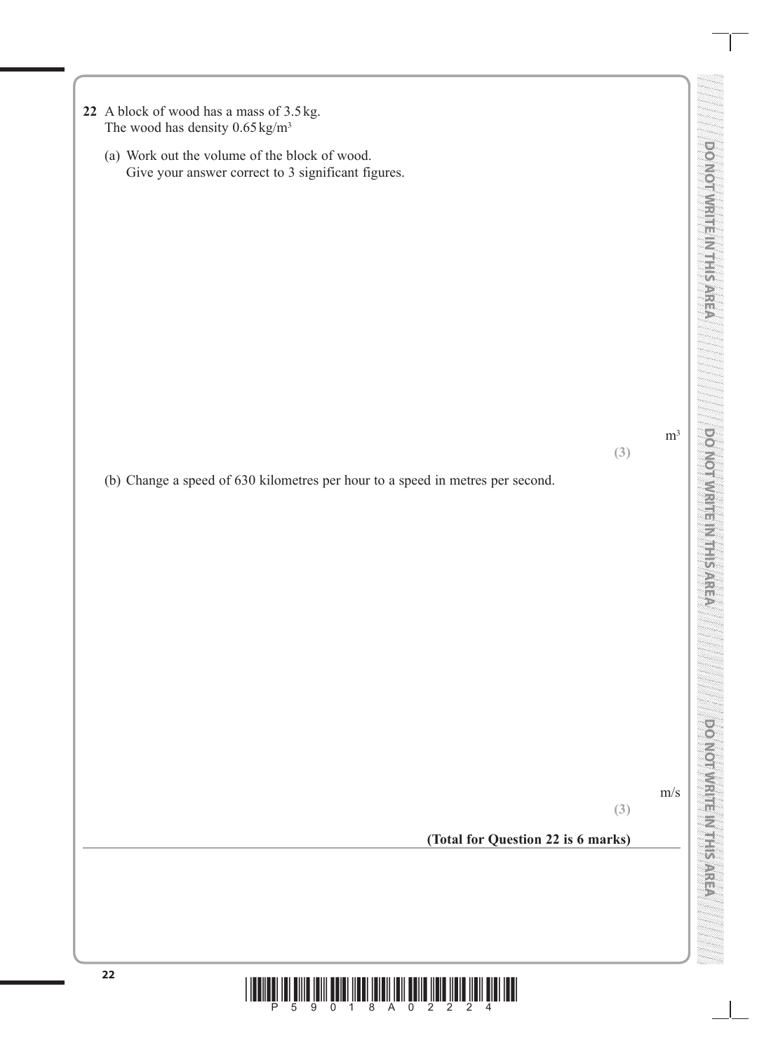**22** A block of wood has a mass of 3.5 kg.
The wood has density 0.65 kg/m$^3$

(a) Work out the volume of the block of wood.
Give your answer correct to 3 significant figures.

m$^3$

**(3)**

(b) Change a speed of 630 kilometres per hour to a speed in metres per second.

m/s

**(3)**

**(Total for Question 22 is 6 marks)**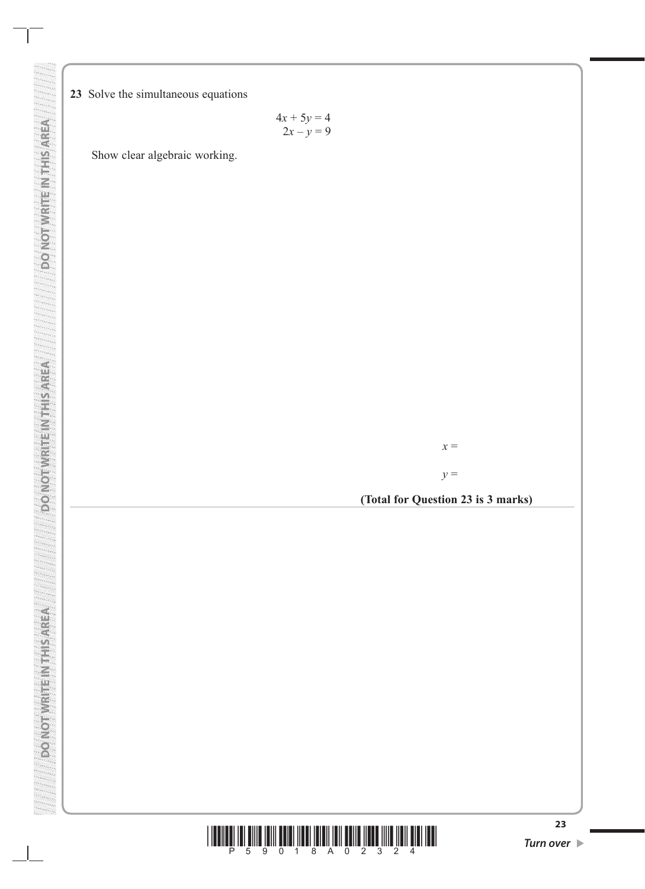**23** Solve the simultaneous equations

$$4x + 5y = 4$$
$$2x - y = 9$$

Show clear algebraic working.

$x =$

$y =$

**(Total for Question 23 is 3 marks)**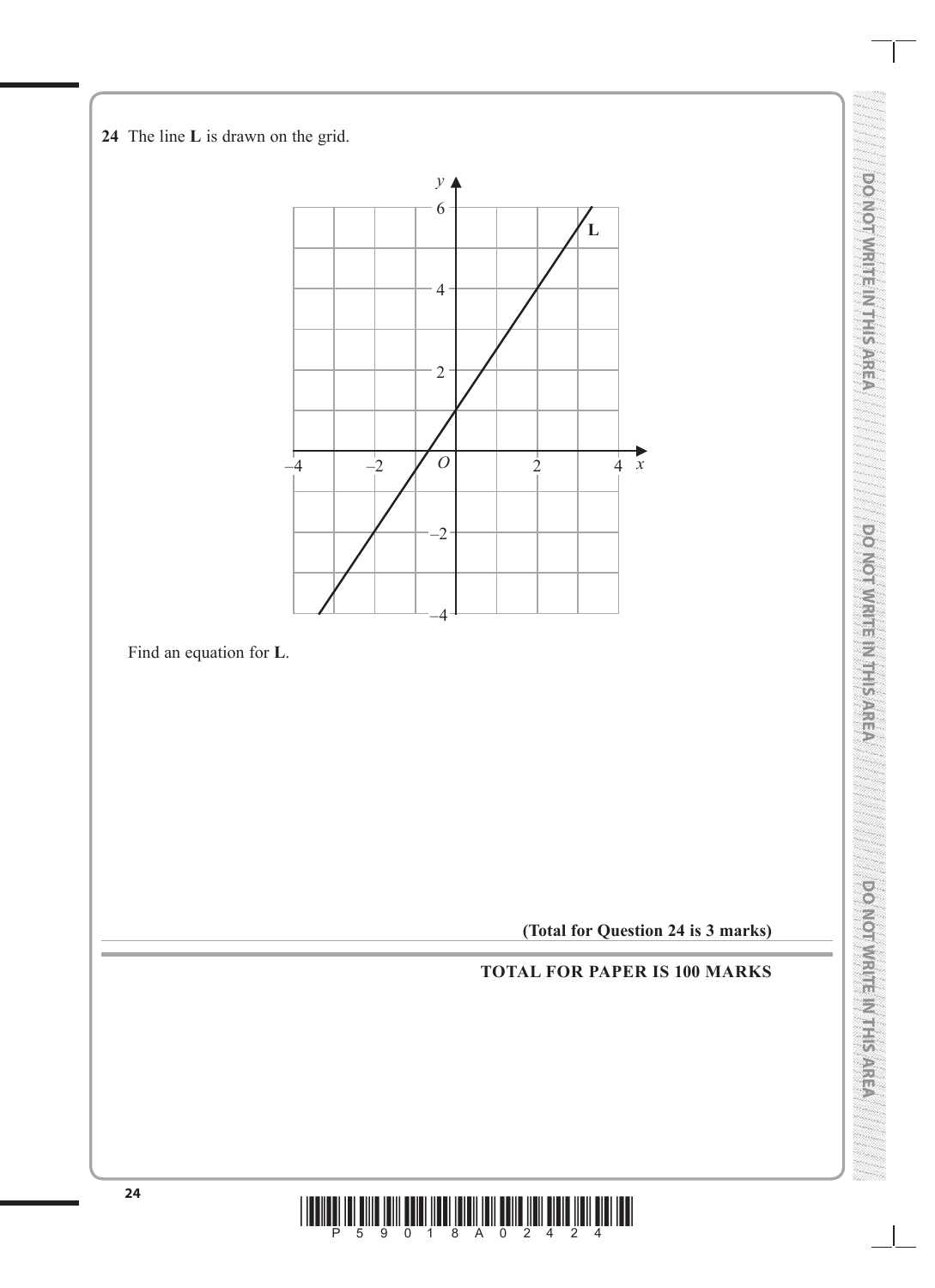**24** The line **L** is drawn on the grid.

$y$

6

4

2

$-4$ $-2$ $O$ 2 4 $x$

$-2$

$-4$

**L**

Find an equation for **L**.

**(Total for Question 24 is 3 marks)**

**TOTAL FOR PAPER IS 100 MARKS**